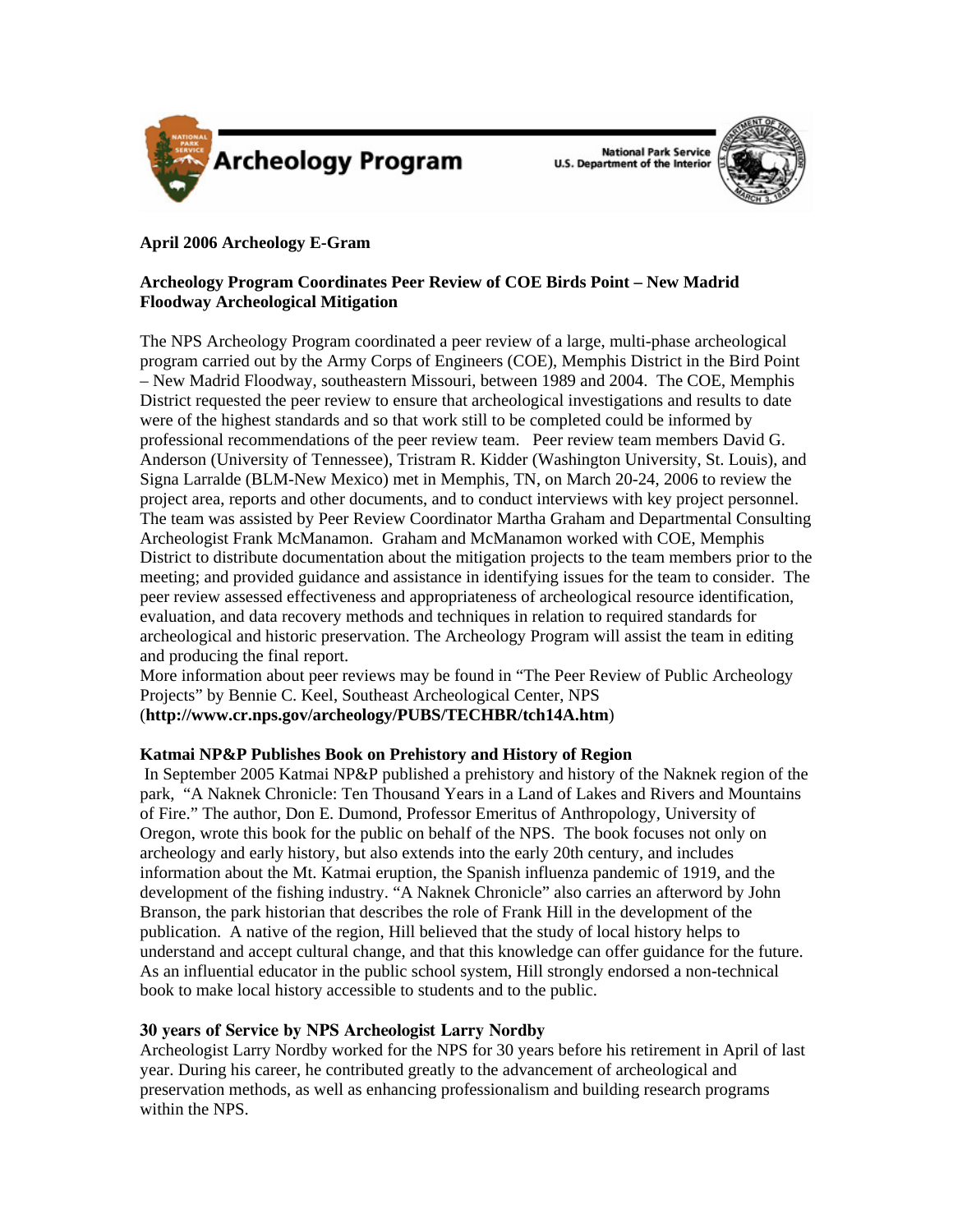# Archeology Program

National Park Service
U.S. Department of the Interior

**April 2006 Archeology E-Gram**

## Archeology Program Coordinates Peer Review of COE Birds Point – New Madrid Floodway Archeological Mitigation

The NPS Archeology Program coordinated a peer review of a large, multi-phase archeological program carried out by the Army Corps of Engineers (COE), Memphis District in the Bird Point – New Madrid Floodway, southeastern Missouri, between 1989 and 2004. The COE, Memphis District requested the peer review to ensure that archeological investigations and results to date were of the highest standards and so that work still to be completed could be informed by professional recommendations of the peer review team. Peer review team members David G. Anderson (University of Tennessee), Tristram R. Kidder (Washington University, St. Louis), and Signa Larralde (BLM-New Mexico) met in Memphis, TN, on March 20-24, 2006 to review the project area, reports and other documents, and to conduct interviews with key project personnel. The team was assisted by Peer Review Coordinator Martha Graham and Departmental Consulting Archeologist Frank McManamon. Graham and McManamon worked with COE, Memphis District to distribute documentation about the mitigation projects to the team members prior to the meeting; and provided guidance and assistance in identifying issues for the team to consider. The peer review assessed effectiveness and appropriateness of archeological resource identification, evaluation, and data recovery methods and techniques in relation to required standards for archeological and historic preservation. The Archeology Program will assist the team in editing and producing the final report.

More information about peer reviews may be found in "The Peer Review of Public Archeology Projects" by Bennie C. Keel, Southeast Archeological Center, NPS (**http://www.cr.nps.gov/archeology/PUBS/TECHBR/tch14A.htm**)

## Katmai NP&P Publishes Book on Prehistory and History of Region

In September 2005 Katmai NP&P published a prehistory and history of the Naknek region of the park, "A Naknek Chronicle: Ten Thousand Years in a Land of Lakes and Rivers and Mountains of Fire." The author, Don E. Dumond, Professor Emeritus of Anthropology, University of Oregon, wrote this book for the public on behalf of the NPS. The book focuses not only on archeology and early history, but also extends into the early 20th century, and includes information about the Mt. Katmai eruption, the Spanish influenza pandemic of 1919, and the development of the fishing industry. "A Naknek Chronicle" also carries an afterword by John Branson, the park historian that describes the role of Frank Hill in the development of the publication. A native of the region, Hill believed that the study of local history helps to understand and accept cultural change, and that this knowledge can offer guidance for the future. As an influential educator in the public school system, Hill strongly endorsed a non-technical book to make local history accessible to students and to the public.

## 30 years of Service by NPS Archeologist Larry Nordby

Archeologist Larry Nordby worked for the NPS for 30 years before his retirement in April of last year. During his career, he contributed greatly to the advancement of archeological and preservation methods, as well as enhancing professionalism and building research programs within the NPS.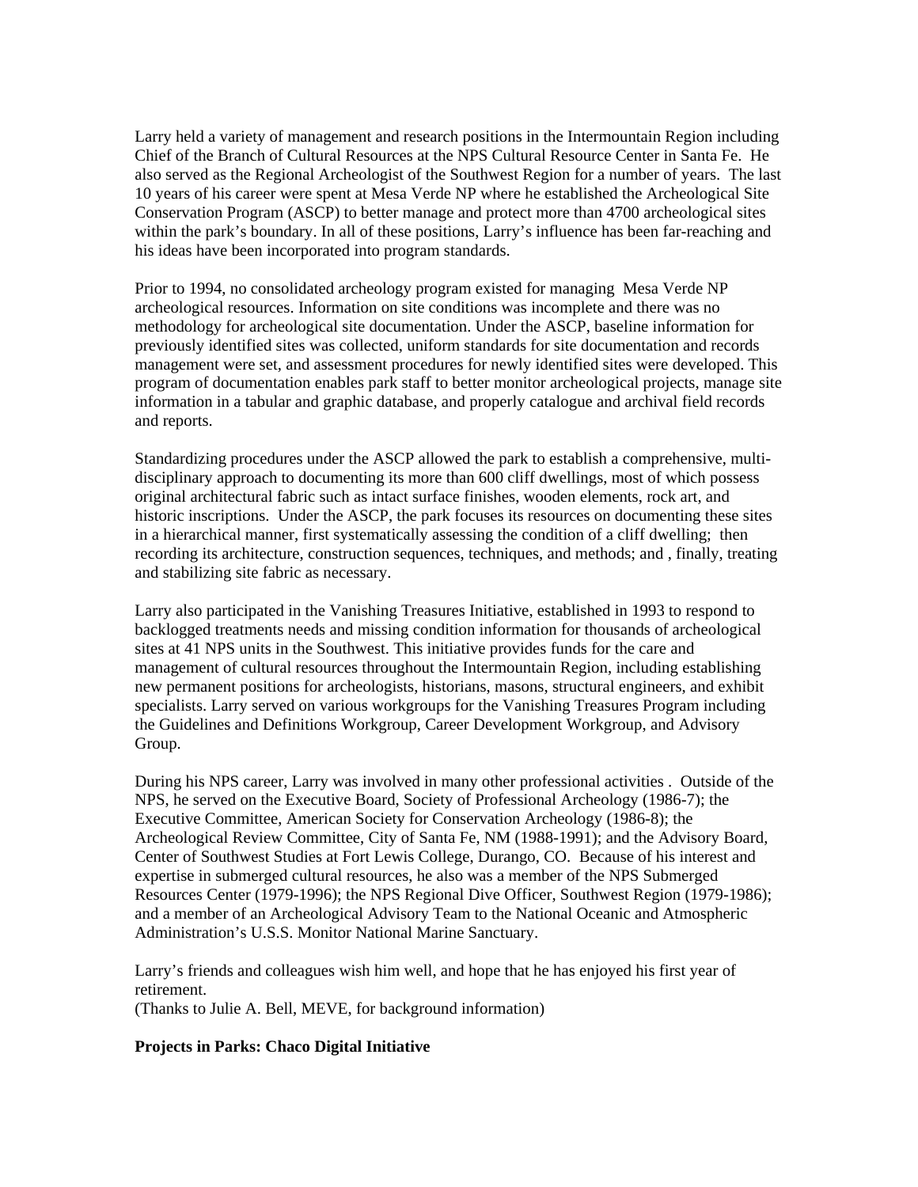Larry held a variety of management and research positions in the Intermountain Region including Chief of the Branch of Cultural Resources at the NPS Cultural Resource Center in Santa Fe. He also served as the Regional Archeologist of the Southwest Region for a number of years. The last 10 years of his career were spent at Mesa Verde NP where he established the Archeological Site Conservation Program (ASCP) to better manage and protect more than 4700 archeological sites within the park's boundary. In all of these positions, Larry's influence has been far-reaching and his ideas have been incorporated into program standards.

Prior to 1994, no consolidated archeology program existed for managing Mesa Verde NP archeological resources. Information on site conditions was incomplete and there was no methodology for archeological site documentation. Under the ASCP, baseline information for previously identified sites was collected, uniform standards for site documentation and records management were set, and assessment procedures for newly identified sites were developed. This program of documentation enables park staff to better monitor archeological projects, manage site information in a tabular and graphic database, and properly catalogue and archival field records and reports.

Standardizing procedures under the ASCP allowed the park to establish a comprehensive, multi-disciplinary approach to documenting its more than 600 cliff dwellings, most of which possess original architectural fabric such as intact surface finishes, wooden elements, rock art, and historic inscriptions. Under the ASCP, the park focuses its resources on documenting these sites in a hierarchical manner, first systematically assessing the condition of a cliff dwelling; then recording its architecture, construction sequences, techniques, and methods; and , finally, treating and stabilizing site fabric as necessary.

Larry also participated in the Vanishing Treasures Initiative, established in 1993 to respond to backlogged treatments needs and missing condition information for thousands of archeological sites at 41 NPS units in the Southwest. This initiative provides funds for the care and management of cultural resources throughout the Intermountain Region, including establishing new permanent positions for archeologists, historians, masons, structural engineers, and exhibit specialists. Larry served on various workgroups for the Vanishing Treasures Program including the Guidelines and Definitions Workgroup, Career Development Workgroup, and Advisory Group.

During his NPS career, Larry was involved in many other professional activities . Outside of the NPS, he served on the Executive Board, Society of Professional Archeology (1986-7); the Executive Committee, American Society for Conservation Archeology (1986-8); the Archeological Review Committee, City of Santa Fe, NM (1988-1991); and the Advisory Board, Center of Southwest Studies at Fort Lewis College, Durango, CO. Because of his interest and expertise in submerged cultural resources, he also was a member of the NPS Submerged Resources Center (1979-1996); the NPS Regional Dive Officer, Southwest Region (1979-1986); and a member of an Archeological Advisory Team to the National Oceanic and Atmospheric Administration's U.S.S. Monitor National Marine Sanctuary.

Larry's friends and colleagues wish him well, and hope that he has enjoyed his first year of retirement.
(Thanks to Julie A. Bell, MEVE, for background information)

**Projects in Parks: Chaco Digital Initiative**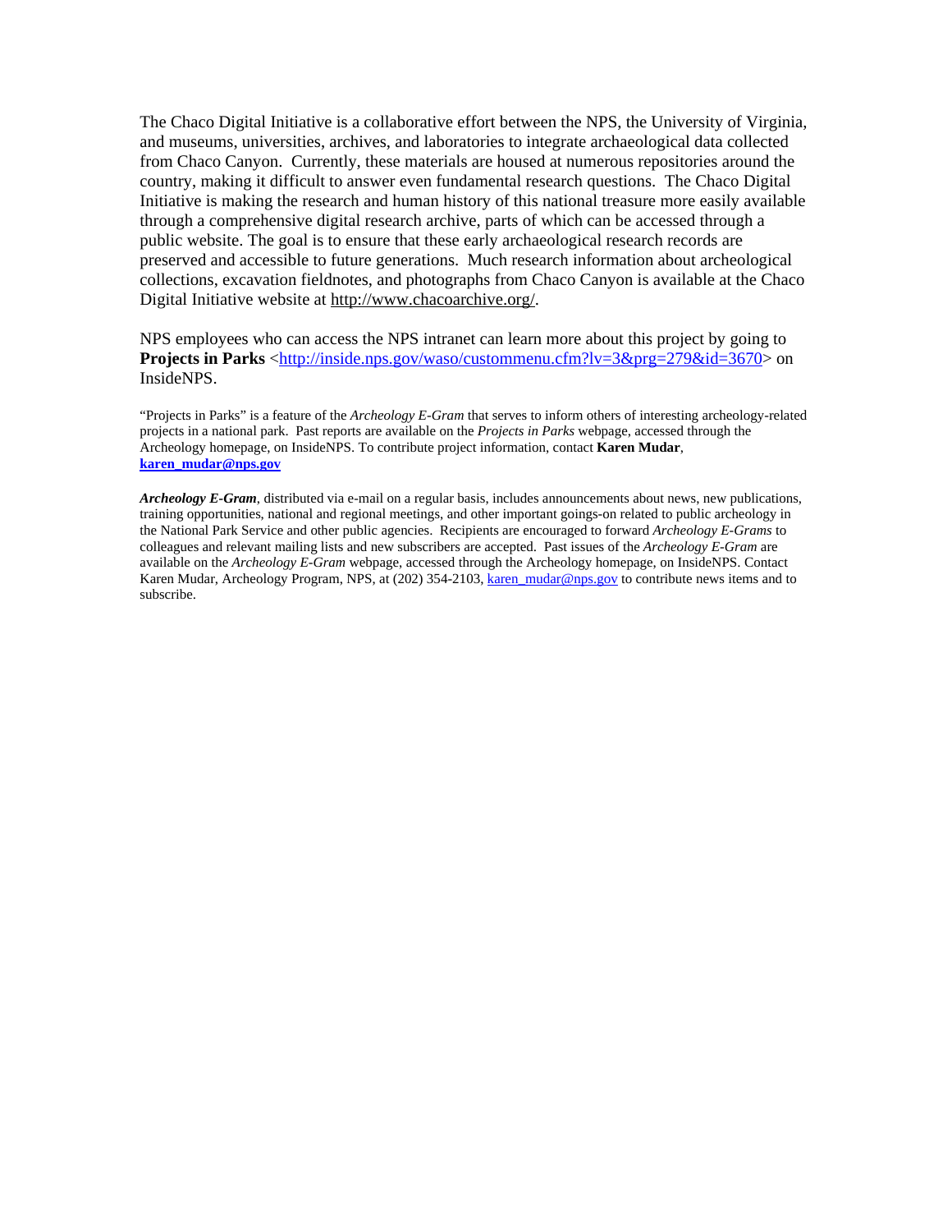The Chaco Digital Initiative is a collaborative effort between the NPS, the University of Virginia, and museums, universities, archives, and laboratories to integrate archaeological data collected from Chaco Canyon. Currently, these materials are housed at numerous repositories around the country, making it difficult to answer even fundamental research questions. The Chaco Digital Initiative is making the research and human history of this national treasure more easily available through a comprehensive digital research archive, parts of which can be accessed through a public website. The goal is to ensure that these early archaeological research records are preserved and accessible to future generations. Much research information about archeological collections, excavation fieldnotes, and photographs from Chaco Canyon is available at the Chaco Digital Initiative website at http://www.chacoarchive.org/.

NPS employees who can access the NPS intranet can learn more about this project by going to **Projects in Parks** <http://inside.nps.gov/waso/custommenu.cfm?lv=3&prg=279&id=3670> on InsideNPS.

"Projects in Parks" is a feature of the *Archeology E-Gram* that serves to inform others of interesting archeology-related projects in a national park. Past reports are available on the *Projects in Parks* webpage, accessed through the Archeology homepage, on InsideNPS. To contribute project information, contact **Karen Mudar**, **karen_mudar@nps.gov**

***Archeology E-Gram***, distributed via e-mail on a regular basis, includes announcements about news, new publications, training opportunities, national and regional meetings, and other important goings-on related to public archeology in the National Park Service and other public agencies. Recipients are encouraged to forward *Archeology E-Grams* to colleagues and relevant mailing lists and new subscribers are accepted. Past issues of the *Archeology E-Gram* are available on the *Archeology E-Gram* webpage, accessed through the Archeology homepage, on InsideNPS. Contact Karen Mudar, Archeology Program, NPS, at (202) 354-2103, karen_mudar@nps.gov to contribute news items and to subscribe.